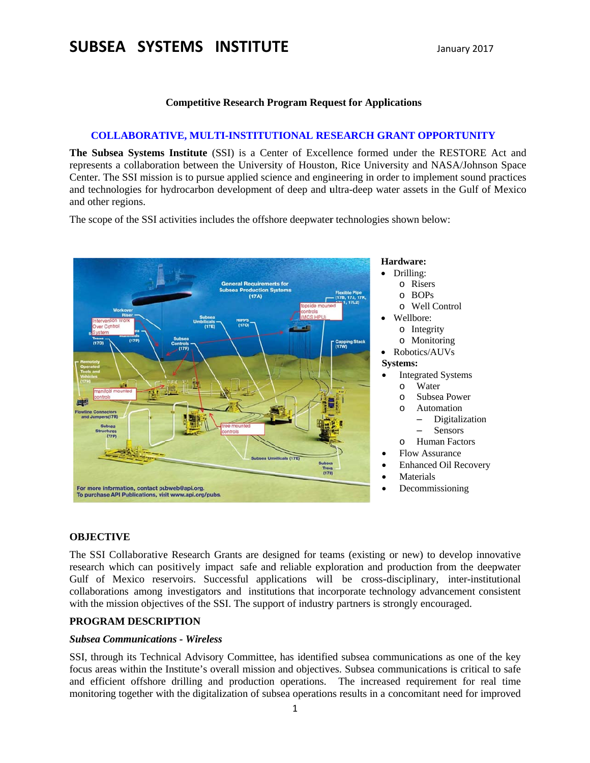# SUBSEA SYSTEMS INSTITUTE

January 2017

**Competitive Research Program Request for Applications**

## COLLABORATIVE, MULTI-INSTITUTIONAL RESEARCH GRANT OPPORTUNITY

**The Subsea Systems Institute** (SSI) is a Center of Excellence formed under the RESTORE Act and represents a collaboration between the University of Houston, Rice University and NASA/Johnson Space Center. The SSI mission is to pursue applied science and engineering in order to implement sound practices and technologies for hydrocarbon development of deep and ultra-deep water assets in the Gulf of Mexico and other regions.

The scope of the SSI activities includes the offshore deepwater technologies shown below:

**Hardware:**

- Drilling:
  - Risers
  - BOPs
  - Well Control
- Wellbore:
  - Integrity
  - Monitoring
- Robotics/AUVs

**Systems:**

- Integrated Systems
  - Water
  - Subsea Power
  - Automation
    - Digitalization
    - Sensors
  - Human Factors
- Flow Assurance
- Enhanced Oil Recovery
- Materials
- Decommissioning

### OBJECTIVE

The SSI Collaborative Research Grants are designed for teams (existing or new) to develop innovative research which can positively impact safe and reliable exploration and production from the deepwater Gulf of Mexico reservoirs. Successful applications will be cross-disciplinary, inter-institutional collaborations among investigators and institutions that incorporate technology advancement consistent with the mission objectives of the SSI. The support of industry partners is strongly encouraged.

### PROGRAM DESCRIPTION

***Subsea Communications - Wireless***

SSI, through its Technical Advisory Committee, has identified subsea communications as one of the key focus areas within the Institute's overall mission and objectives. Subsea communications is critical to safe and efficient offshore drilling and production operations. The increased requirement for real time monitoring together with the digitalization of subsea operations results in a concomitant need for improved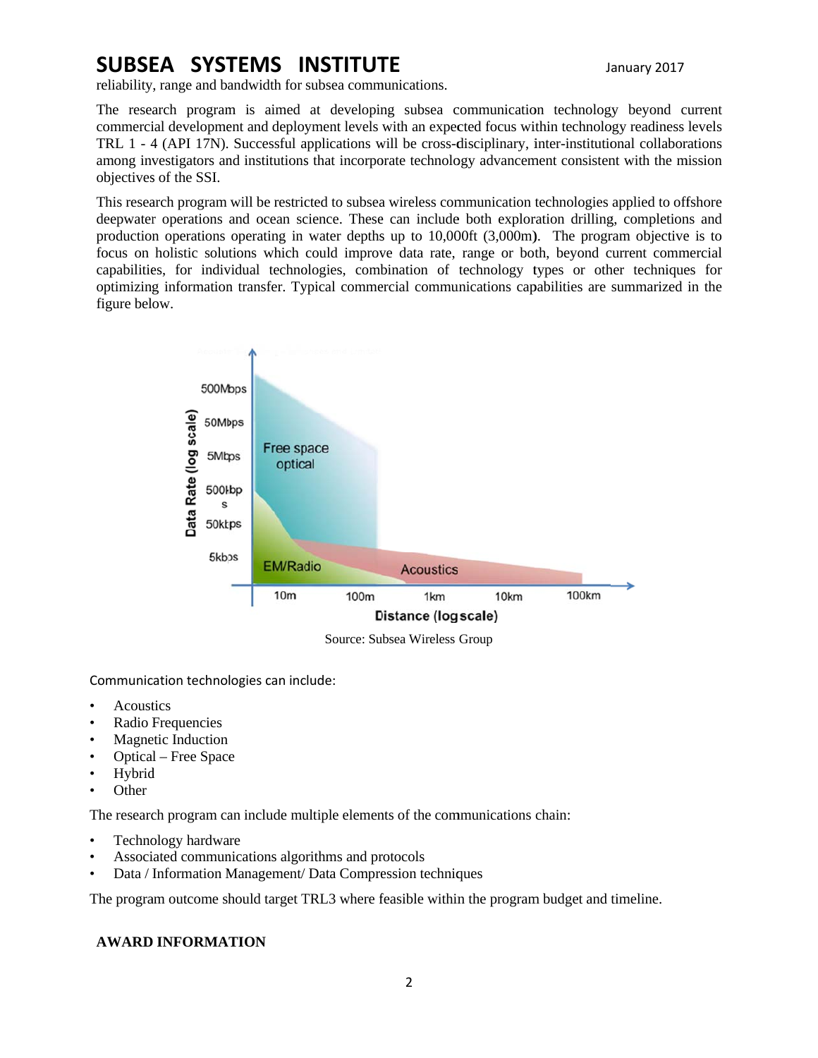reliability, range and bandwidth for subsea communications.

The research program is aimed at developing subsea communication technology beyond current commercial development and deployment levels with an expected focus within technology readiness levels TRL 1 - 4 (API 17N). Successful applications will be cross-disciplinary, inter-institutional collaborations among investigators and institutions that incorporate technology advancement consistent with the mission objectives of the SSI.

This research program will be restricted to subsea wireless communication technologies applied to offshore deepwater operations and ocean science. These can include both exploration drilling, completions and production operations operating in water depths up to 10,000ft (3,000m). The program objective is to focus on holistic solutions which could improve data rate, range or both, beyond current commercial capabilities, for individual technologies, combination of technology types or other techniques for optimizing information transfer. Typical commercial communications capabilities are summarized in the figure below.

Source: Subsea Wireless Group

Communication technologies can include:

- Acoustics
- Radio Frequencies
- Magnetic Induction
- Optical – Free Space
- Hybrid
- Other

The research program can include multiple elements of the communications chain:

- Technology hardware
- Associated communications algorithms and protocols
- Data / Information Management/ Data Compression techniques

The program outcome should target TRL3 where feasible within the program budget and timeline.

**AWARD INFORMATION**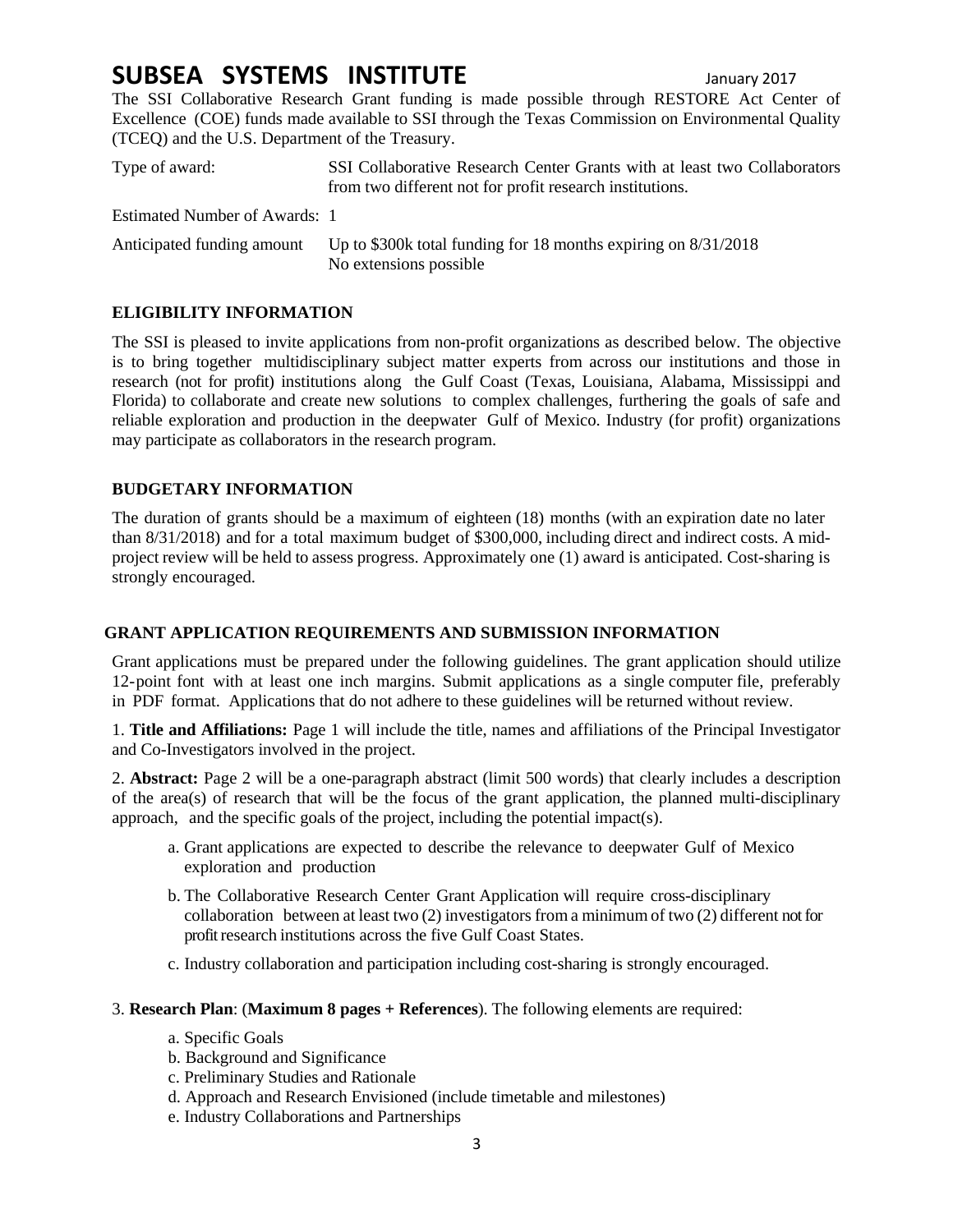# SUBSEA SYSTEMS INSTITUTE

January 2017

The SSI Collaborative Research Grant funding is made possible through RESTORE Act Center of Excellence (COE) funds made available to SSI through the Texas Commission on Environmental Quality (TCEQ) and the U.S. Department of the Treasury.

| | |
|---|---|
| Type of award: | SSI Collaborative Research Center Grants with at least two Collaborators from two different not for profit research institutions. |
| Estimated Number of Awards: | 1 |
| Anticipated funding amount | Up to $300k total funding for 18 months expiring on 8/31/2018<br>No extensions possible |

## ELIGIBILITY INFORMATION

The SSI is pleased to invite applications from non-profit organizations as described below. The objective is to bring together multidisciplinary subject matter experts from across our institutions and those in research (not for profit) institutions along the Gulf Coast (Texas, Louisiana, Alabama, Mississippi and Florida) to collaborate and create new solutions to complex challenges, furthering the goals of safe and reliable exploration and production in the deepwater Gulf of Mexico. Industry (for profit) organizations may participate as collaborators in the research program.

## BUDGETARY INFORMATION

The duration of grants should be a maximum of eighteen (18) months (with an expiration date no later than 8/31/2018) and for a total maximum budget of $300,000, including direct and indirect costs. A mid-project review will be held to assess progress. Approximately one (1) award is anticipated. Cost-sharing is strongly encouraged.

## GRANT APPLICATION REQUIREMENTS AND SUBMISSION INFORMATION

Grant applications must be prepared under the following guidelines. The grant application should utilize 12-point font with at least one inch margins. Submit applications as a single computer file, preferably in PDF format. Applications that do not adhere to these guidelines will be returned without review.

1. **Title and Affiliations:** Page 1 will include the title, names and affiliations of the Principal Investigator and Co-Investigators involved in the project.

2. **Abstract:** Page 2 will be a one-paragraph abstract (limit 500 words) that clearly includes a description of the area(s) of research that will be the focus of the grant application, the planned multi-disciplinary approach, and the specific goals of the project, including the potential impact(s).

   a. Grant applications are expected to describe the relevance to deepwater Gulf of Mexico exploration and production

   b. The Collaborative Research Center Grant Application will require cross-disciplinary collaboration between at least two (2) investigators from a minimum of two (2) different not for profit research institutions across the five Gulf Coast States.

   c. Industry collaboration and participation including cost-sharing is strongly encouraged.

3. **Research Plan**: (**Maximum 8 pages + References**). The following elements are required:

   a. Specific Goals
   b. Background and Significance
   c. Preliminary Studies and Rationale
   d. Approach and Research Envisioned (include timetable and milestones)
   e. Industry Collaborations and Partnerships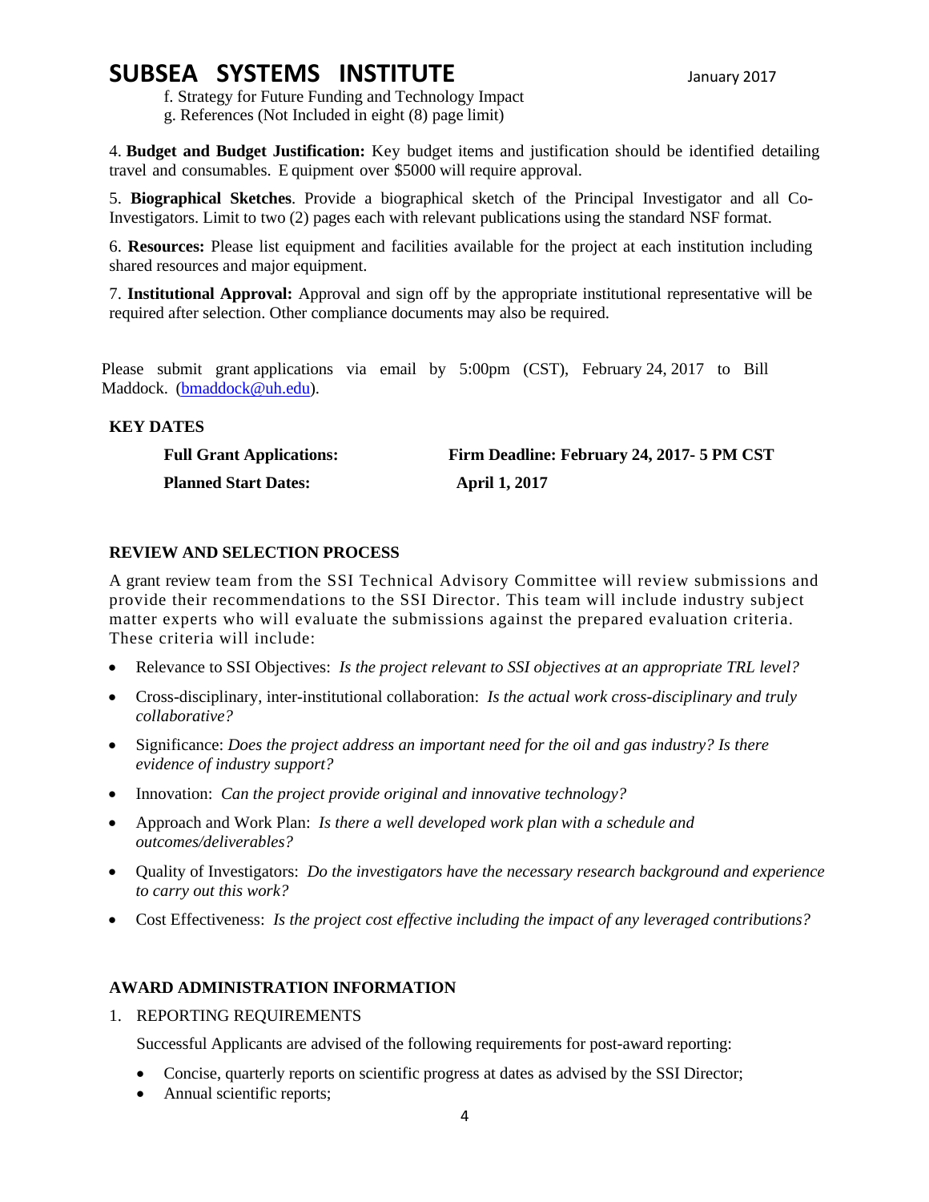f. Strategy for Future Funding and Technology Impact
g. References (Not Included in eight (8) page limit)

4. **Budget and Budget Justification:** Key budget items and justification should be identified detailing travel and consumables. Equipment over $5000 will require approval.

5. **Biographical Sketches**. Provide a biographical sketch of the Principal Investigator and all Co-Investigators. Limit to two (2) pages each with relevant publications using the standard NSF format.

6. **Resources:** Please list equipment and facilities available for the project at each institution including shared resources and major equipment.

7. **Institutional Approval:** Approval and sign off by the appropriate institutional representative will be required after selection. Other compliance documents may also be required.

Please submit grant applications via email by 5:00pm (CST), February 24, 2017 to Bill Maddock. ([bmaddock@uh.edu](mailto:bmaddock@uh.edu)).

### KEY DATES

| | |
|---|---|
| **Full Grant Applications:** | **Firm Deadline: February 24, 2017- 5 PM CST** |
| **Planned Start Dates:** | **April 1, 2017** |

### REVIEW AND SELECTION PROCESS

A grant review team from the SSI Technical Advisory Committee will review submissions and provide their recommendations to the SSI Director. This team will include industry subject matter experts who will evaluate the submissions against the prepared evaluation criteria. These criteria will include:

- Relevance to SSI Objectives: *Is the project relevant to SSI objectives at an appropriate TRL level?*
- Cross-disciplinary, inter-institutional collaboration: *Is the actual work cross-disciplinary and truly collaborative?*
- Significance: *Does the project address an important need for the oil and gas industry? Is there evidence of industry support?*
- Innovation: *Can the project provide original and innovative technology?*
- Approach and Work Plan: *Is there a well developed work plan with a schedule and outcomes/deliverables?*
- Quality of Investigators: *Do the investigators have the necessary research background and experience to carry out this work?*
- Cost Effectiveness: *Is the project cost effective including the impact of any leveraged contributions?*

### AWARD ADMINISTRATION INFORMATION

1. REPORTING REQUIREMENTS

   Successful Applicants are advised of the following requirements for post-award reporting:

   - Concise, quarterly reports on scientific progress at dates as advised by the SSI Director;
   - Annual scientific reports;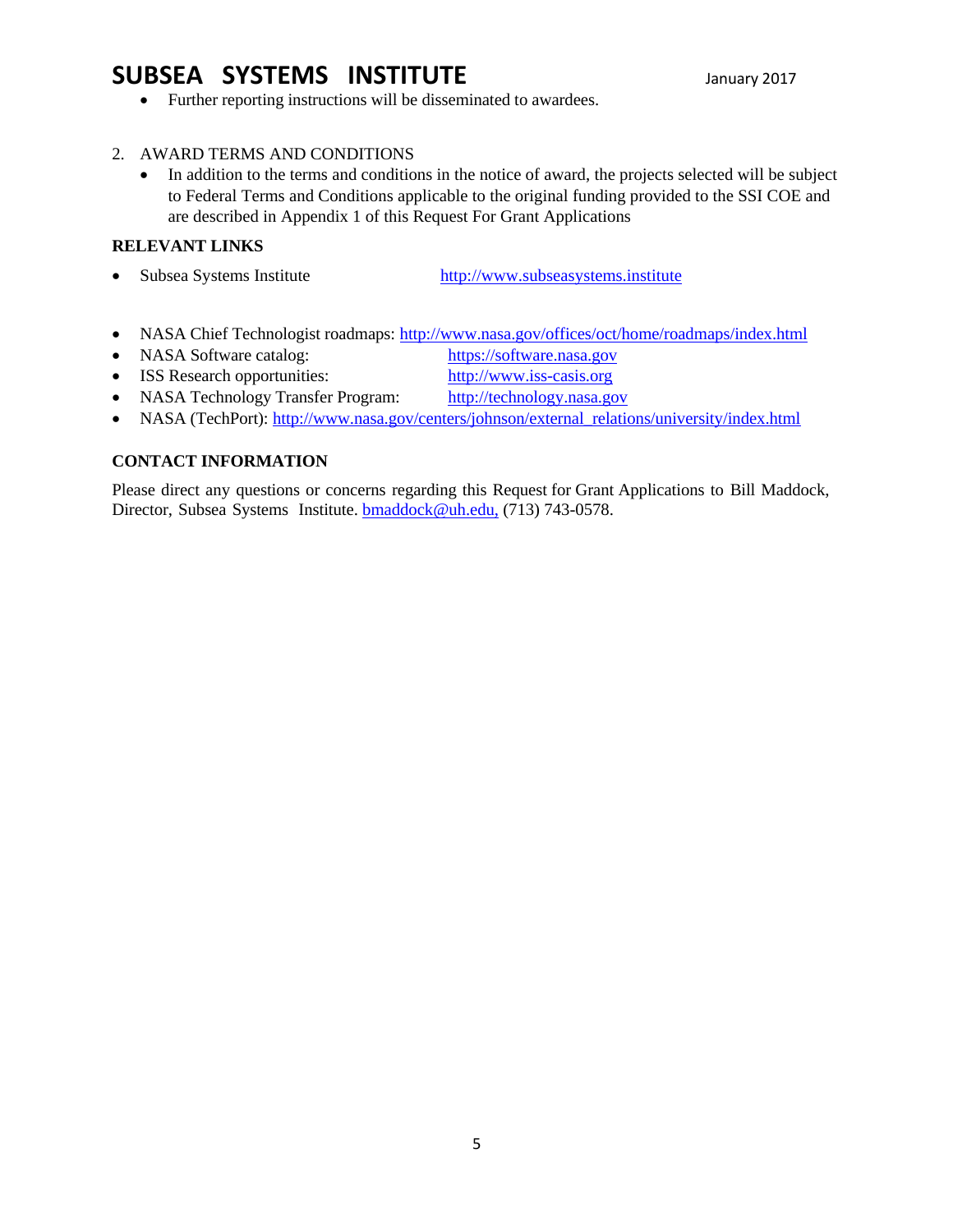- Further reporting instructions will be disseminated to awardees.

2. AWARD TERMS AND CONDITIONS
   - In addition to the terms and conditions in the notice of award, the projects selected will be subject to Federal Terms and Conditions applicable to the original funding provided to the SSI COE and are described in Appendix 1 of this Request For Grant Applications

**RELEVANT LINKS**

- Subsea Systems Institute http://www.subseasystems.institute

- NASA Chief Technologist roadmaps: http://www.nasa.gov/offices/oct/home/roadmaps/index.html
- NASA Software catalog: https://software.nasa.gov
- ISS Research opportunities: http://www.iss-casis.org
- NASA Technology Transfer Program: http://technology.nasa.gov
- NASA (TechPort): http://www.nasa.gov/centers/johnson/external_relations/university/index.html

**CONTACT INFORMATION**

Please direct any questions or concerns regarding this Request for Grant Applications to Bill Maddock, Director, Subsea Systems Institute. bmaddock@uh.edu, (713) 743-0578.